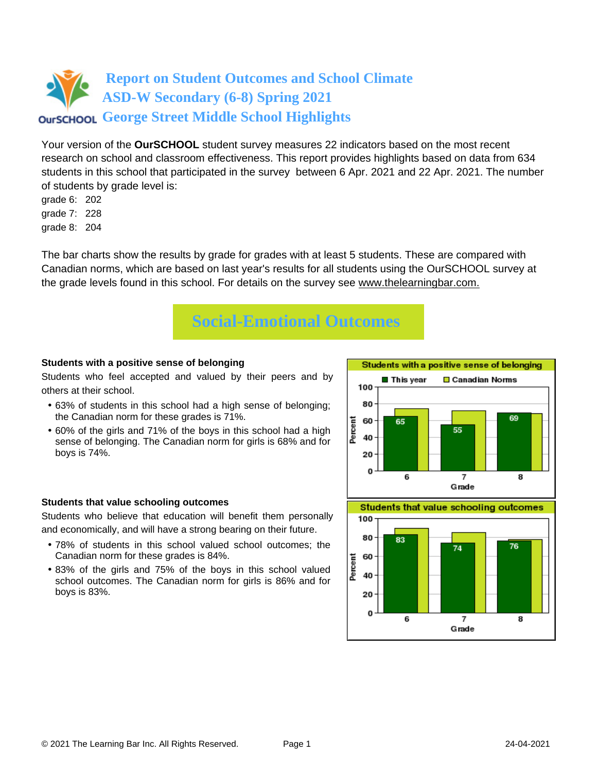# Report on Student Outcomes and School Climate
## ASD-W Secondary (6-8) Spring 2021
## George Street Middle School Highlights

Your version of the **OurSCHOOL** student survey measures 22 indicators based on the most recent research on school and classroom effectiveness. This report provides highlights based on data from 634 students in this school that participated in the survey between 6 Apr. 2021 and 22 Apr. 2021. The number of students by grade level is:

grade 6: 202
grade 7: 228
grade 8: 204

The bar charts show the results by grade for grades with at least 5 students. These are compared with Canadian norms, which are based on last year's results for all students using the OurSCHOOL survey at the grade levels found in this school. For details on the survey see www.thelearningbar.com.

## Social-Emotional Outcomes

**Students with a positive sense of belonging**

Students who feel accepted and valued by their peers and by others at their school.

- 63% of students in this school had a high sense of belonging; the Canadian norm for these grades is 71%.
- 60% of the girls and 71% of the boys in this school had a high sense of belonging. The Canadian norm for girls is 68% and for boys is 74%.

Students with a positive sense of belonging

| Grade | This year | Canadian Norms |
|---|---|---|
| 6 | 65 | |
| 7 | 55 | |
| 8 | 69 | |

**Students that value schooling outcomes**

Students who believe that education will benefit them personally and economically, and will have a strong bearing on their future.

- 78% of students in this school valued school outcomes; the Canadian norm for these grades is 84%.
- 83% of the girls and 75% of the boys in this school valued school outcomes. The Canadian norm for girls is 86% and for boys is 83%.

Students that value schooling outcomes

| Grade | This year | Canadian Norms |
|---|---|---|
| 6 | 83 | |
| 7 | 74 | |
| 8 | 76 | |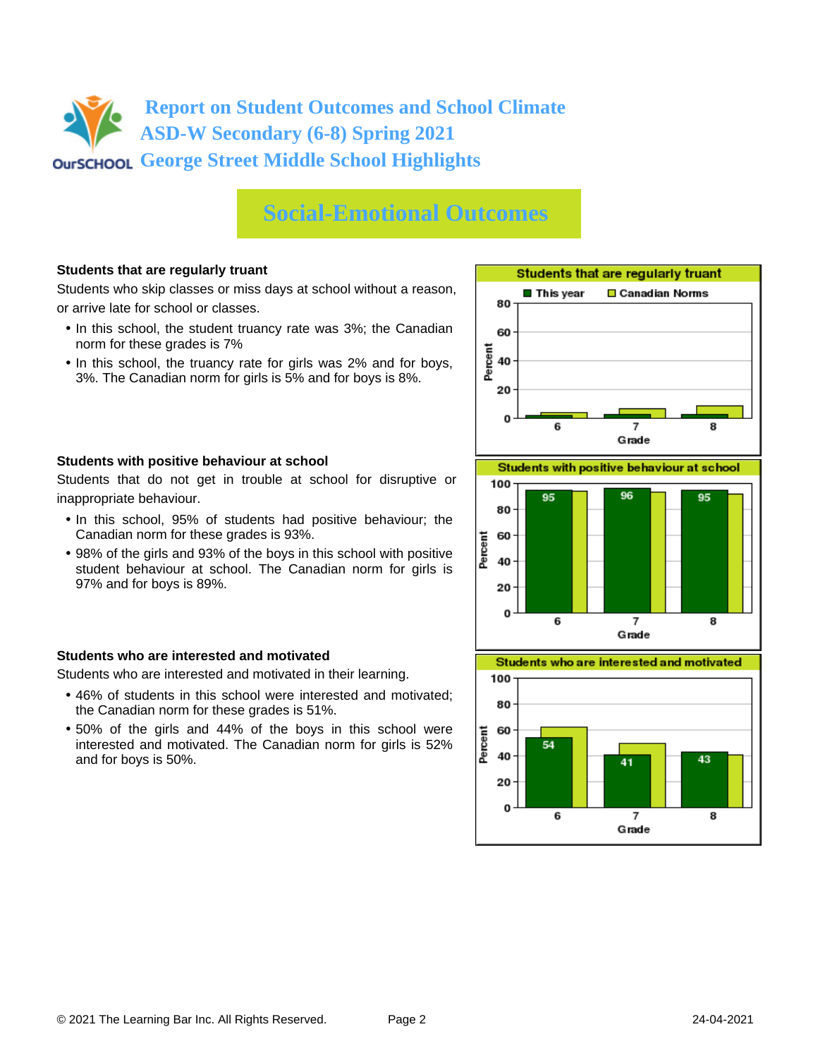# Report on Student Outcomes and School Climate
# ASD-W Secondary (6-8) Spring 2021
# George Street Middle School Highlights

## Social-Emotional Outcomes

### Students that are regularly truant

Students who skip classes or miss days at school without a reason, or arrive late for school or classes.

- In this school, the student truancy rate was 3%; the Canadian norm for these grades is 7%
- In this school, the truancy rate for girls was 2% and for boys, 3%. The Canadian norm for girls is 5% and for boys is 8%.

### Students with positive behaviour at school

Students that do not get in trouble at school for disruptive or inappropriate behaviour.

- In this school, 95% of students had positive behaviour; the Canadian norm for these grades is 93%.
- 98% of the girls and 93% of the boys in this school with positive student behaviour at school. The Canadian norm for girls is 97% and for boys is 89%.

**Students with positive behaviour at school**

| Grade | This year |
|---|---|
| 6 | 95 |
| 7 | 96 |
| 8 | 95 |

### Students who are interested and motivated

Students who are interested and motivated in their learning.

- 46% of students in this school were interested and motivated; the Canadian norm for these grades is 51%.
- 50% of the girls and 44% of the boys in this school were interested and motivated. The Canadian norm for girls is 52% and for boys is 50%.

**Students who are interested and motivated**

| Grade | This year |
|---|---|
| 6 | 54 |
| 7 | 41 |
| 8 | 43 |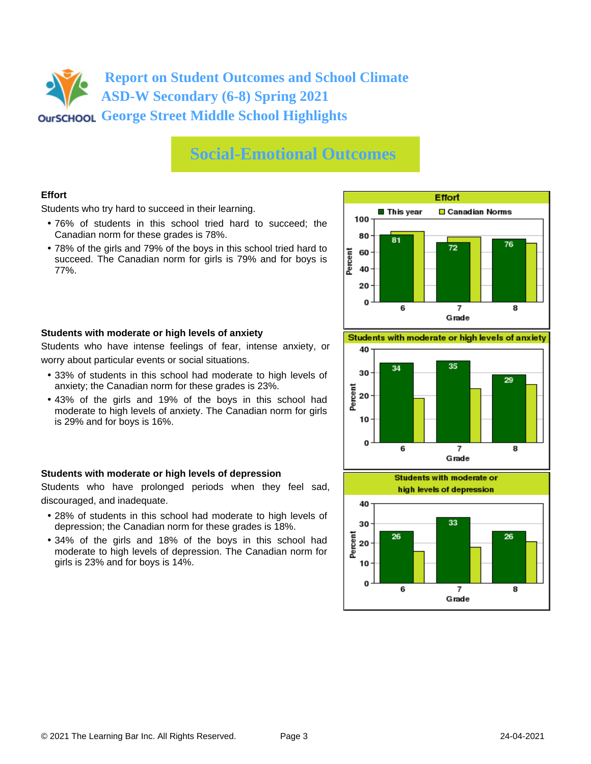# Report on Student Outcomes and School Climate
# ASD-W Secondary (6-8) Spring 2021
# George Street Middle School Highlights

## Social-Emotional Outcomes

**Effort**

Students who try hard to succeed in their learning.

- 76% of students in this school tried hard to succeed; the Canadian norm for these grades is 78%.
- 78% of the girls and 79% of the boys in this school tried hard to succeed. The Canadian norm for girls is 79% and for boys is 77%.

**Effort**

| Grade | This year | Canadian Norms |
|---|---|---|
| 6 | 81 | |
| 7 | 72 | |
| 8 | 76 | |

**Students with moderate or high levels of anxiety**

Students who have intense feelings of fear, intense anxiety, or worry about particular events or social situations.

- 33% of students in this school had moderate to high levels of anxiety; the Canadian norm for these grades is 23%.
- 43% of the girls and 19% of the boys in this school had moderate to high levels of anxiety. The Canadian norm for girls is 29% and for boys is 16%.

**Students with moderate or high levels of anxiety**

| Grade | This year | Canadian Norms |
|---|---|---|
| 6 | 34 | |
| 7 | 35 | |
| 8 | 29 | |

**Students with moderate or high levels of depression**

Students who have prolonged periods when they feel sad, discouraged, and inadequate.

- 28% of students in this school had moderate to high levels of depression; the Canadian norm for these grades is 18%.
- 34% of the girls and 18% of the boys in this school had moderate to high levels of depression. The Canadian norm for girls is 23% and for boys is 14%.

**Students with moderate or high levels of depression**

| Grade | This year | Canadian Norms |
|---|---|---|
| 6 | 26 | |
| 7 | 33 | |
| 8 | 26 | |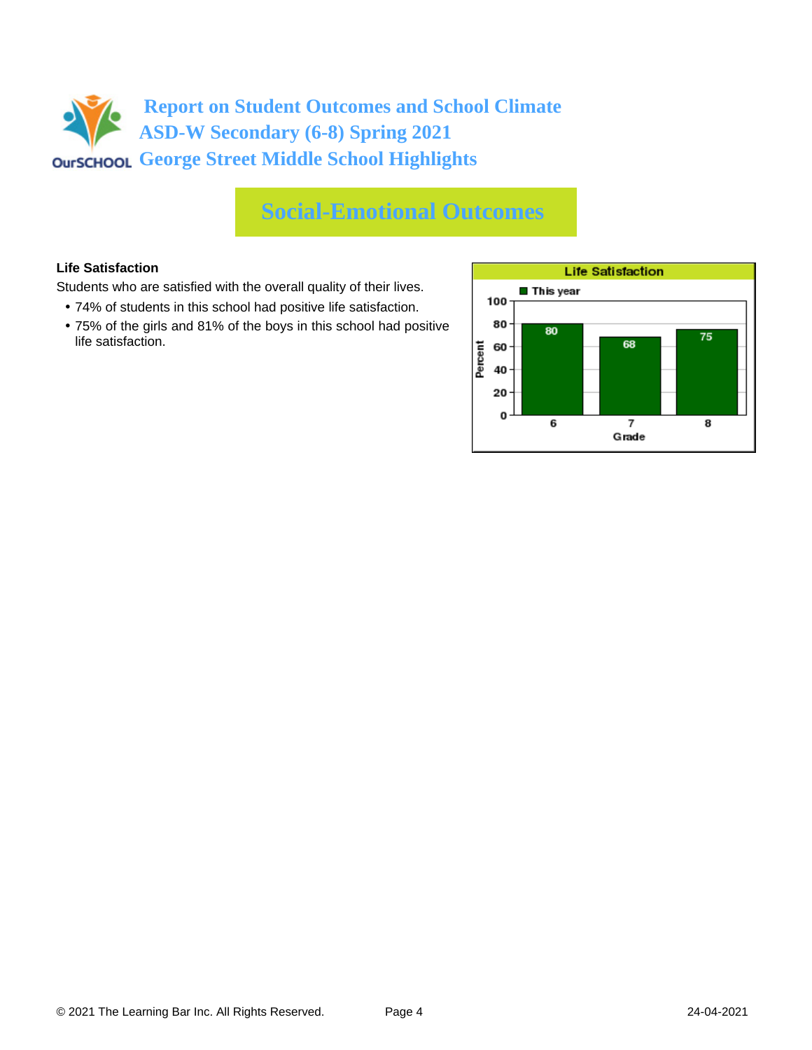# Report on Student Outcomes and School Climate
## ASD-W Secondary (6-8) Spring 2021
## George Street Middle School Highlights

# Social-Emotional Outcomes

**Life Satisfaction**

Students who are satisfied with the overall quality of their lives.

- 74% of students in this school had positive life satisfaction.
- 75% of the girls and 81% of the boys in this school had positive life satisfaction.

**Life Satisfaction**

| Grade | This year (Percent) |
| --- | --- |
| 6 | 80 |
| 7 | 68 |
| 8 | 75 |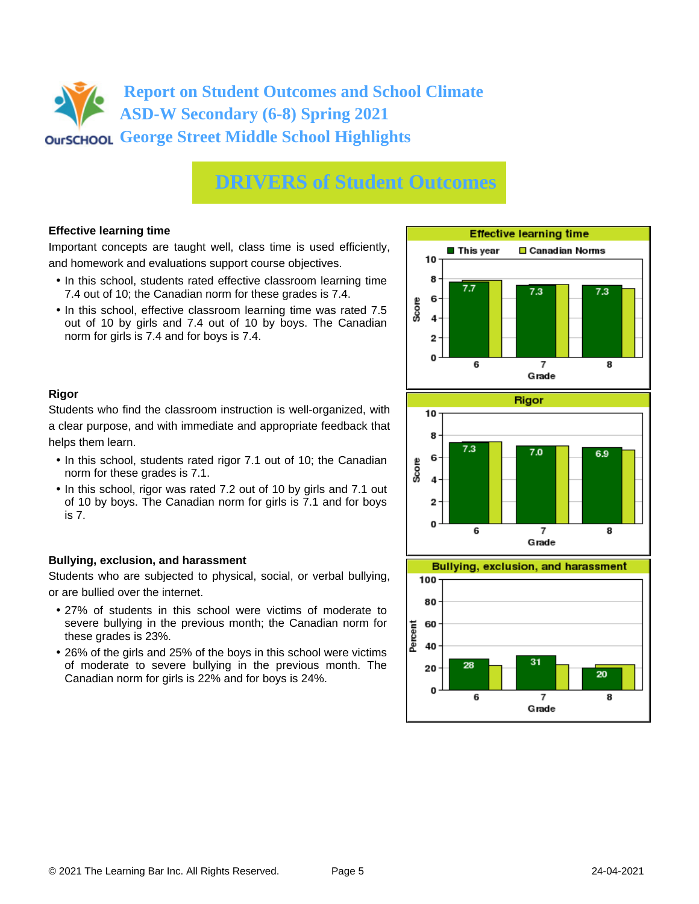# Report on Student Outcomes and School Climate
## ASD-W Secondary (6-8) Spring 2021
## George Street Middle School Highlights

## DRIVERS of Student Outcomes

### Effective learning time

Important concepts are taught well, class time is used efficiently, and homework and evaluations support course objectives.

- In this school, students rated effective classroom learning time 7.4 out of 10; the Canadian norm for these grades is 7.4.
- In this school, effective classroom learning time was rated 7.5 out of 10 by girls and 7.4 out of 10 by boys. The Canadian norm for girls is 7.4 and for boys is 7.4.

**Effective learning time**

| Grade | This year | Canadian Norms |
|---|---|---|
| 6 | 7.7 | |
| 7 | 7.3 | |
| 8 | 7.3 | |

### Rigor

Students who find the classroom instruction is well-organized, with a clear purpose, and with immediate and appropriate feedback that helps them learn.

- In this school, students rated rigor 7.1 out of 10; the Canadian norm for these grades is 7.1.
- In this school, rigor was rated 7.2 out of 10 by girls and 7.1 out of 10 by boys. The Canadian norm for girls is 7.1 and for boys is 7.

**Rigor**

| Grade | This year | Canadian Norms |
|---|---|---|
| 6 | 7.3 | |
| 7 | 7.0 | |
| 8 | 6.9 | |

### Bullying, exclusion, and harassment

Students who are subjected to physical, social, or verbal bullying, or are bullied over the internet.

- 27% of students in this school were victims of moderate to severe bullying in the previous month; the Canadian norm for these grades is 23%.
- 26% of the girls and 25% of the boys in this school were victims of moderate to severe bullying in the previous month. The Canadian norm for girls is 22% and for boys is 24%.

**Bullying, exclusion, and harassment** (Percent)

| Grade | This year | Canadian Norms |
|---|---|---|
| 6 | 28 | |
| 7 | 31 | |
| 8 | 20 | |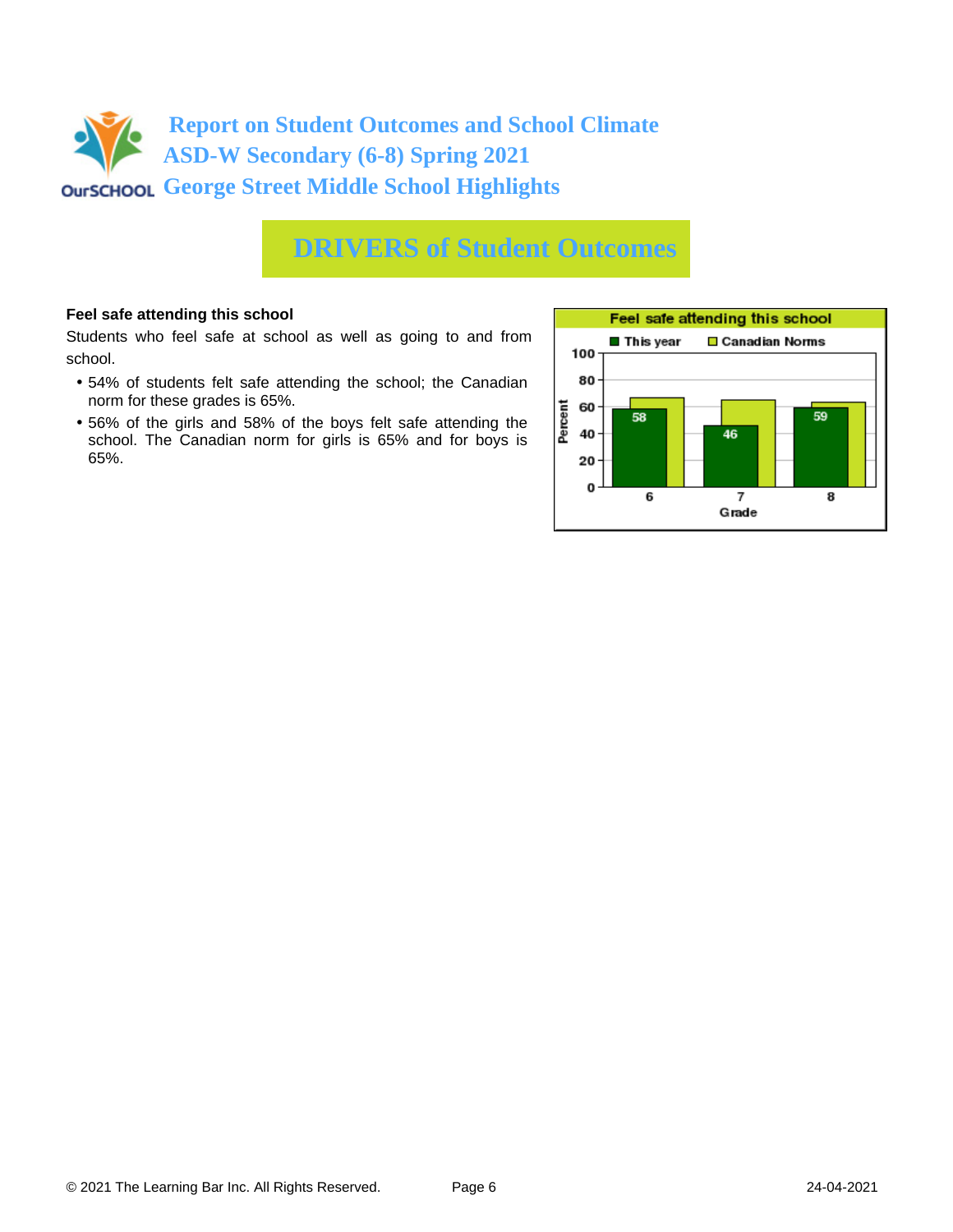# Report on Student Outcomes and School Climate
## ASD-W Secondary (6-8) Spring 2021
## George Street Middle School Highlights

# DRIVERS of Student Outcomes

**Feel safe attending this school**

Students who feel safe at school as well as going to and from school.

- 54% of students felt safe attending the school; the Canadian norm for these grades is 65%.
- 56% of the girls and 58% of the boys felt safe attending the school. The Canadian norm for girls is 65% and for boys is 65%.

**Feel safe attending this school**

| Grade | This year | Canadian Norms |
|---|---|---|
| 6 | 58 | |
| 7 | 46 | |
| 8 | 59 | |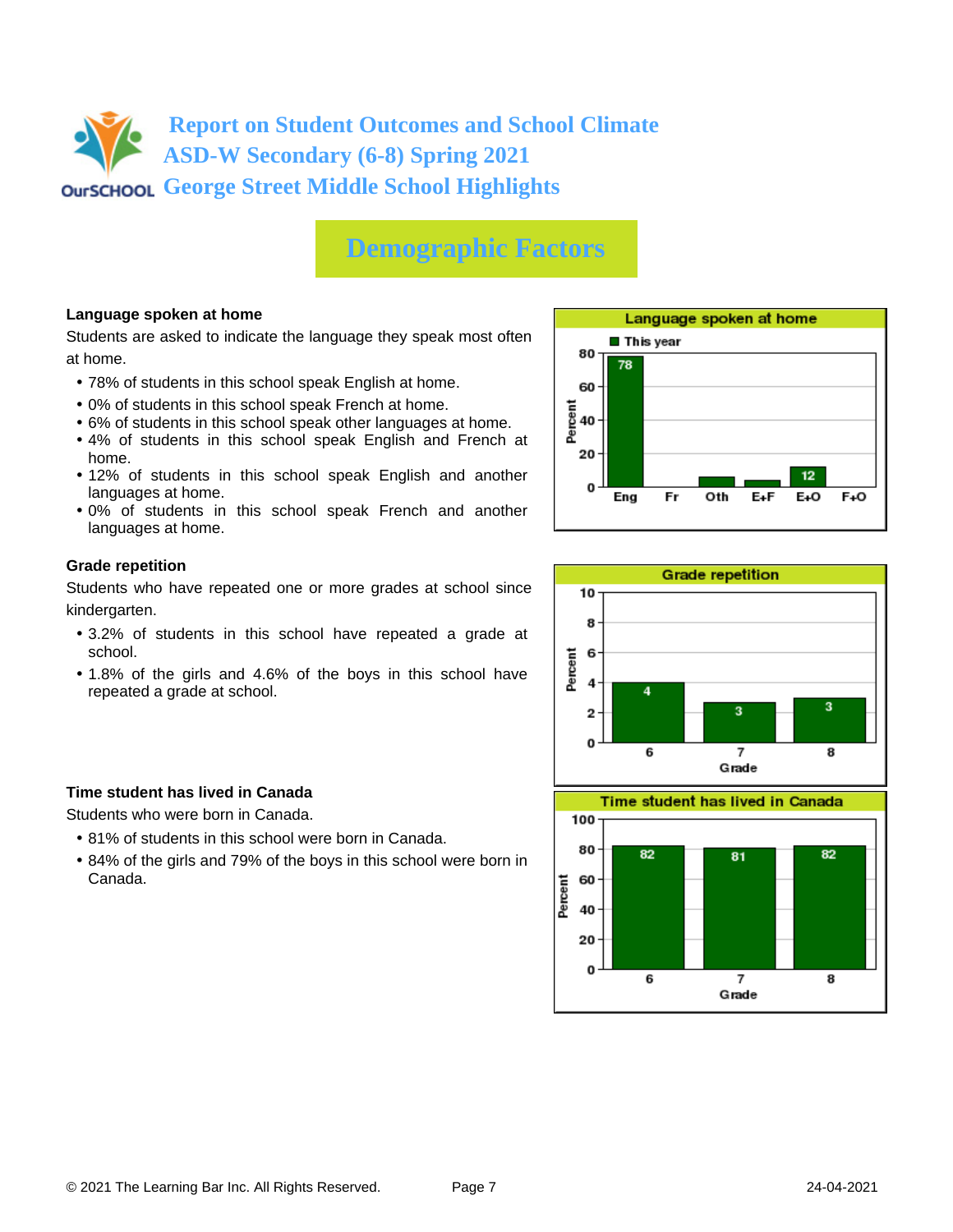# Report on Student Outcomes and School Climate
# ASD-W Secondary (6-8) Spring 2021
# George Street Middle School Highlights

## Demographic Factors

**Language spoken at home**

Students are asked to indicate the language they speak most often at home.

- 78% of students in this school speak English at home.
- 0% of students in this school speak French at home.
- 6% of students in this school speak other languages at home.
- 4% of students in this school speak English and French at home.
- 12% of students in this school speak English and another languages at home.
- 0% of students in this school speak French and another languages at home.

**Language spoken at home**

| | Eng | Fr | Oth | E+F | E+O | F+O |
|---|---|---|---|---|---|---|
| This year (Percent) | 78 | | | | 12 | |

**Grade repetition**

Students who have repeated one or more grades at school since kindergarten.

- 3.2% of students in this school have repeated a grade at school.
- 1.8% of the girls and 4.6% of the boys in this school have repeated a grade at school.

**Grade repetition**

| Grade | 6 | 7 | 8 |
|---|---|---|---|
| Percent | 4 | 3 | 3 |

**Time student has lived in Canada**

Students who were born in Canada.

- 81% of students in this school were born in Canada.
- 84% of the girls and 79% of the boys in this school were born in Canada.

**Time student has lived in Canada**

| Grade | 6 | 7 | 8 |
|---|---|---|---|
| Percent | 82 | 81 | 82 |

© 2021 The Learning Bar Inc. All Rights Reserved. 24-04-2021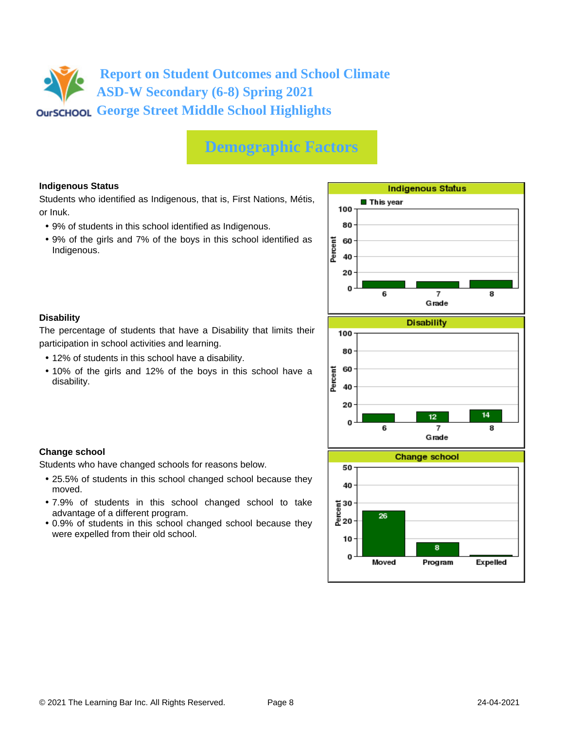# Report on Student Outcomes and School Climate
# ASD-W Secondary (6-8) Spring 2021
# George Street Middle School Highlights

## Demographic Factors

### Indigenous Status

Students who identified as Indigenous, that is, First Nations, Métis, or Inuk.

- 9% of students in this school identified as Indigenous.
- 9% of the girls and 7% of the boys in this school identified as Indigenous.

**Indigenous Status**

This year

| Grade | Percent |
|---|---|
| 6 | |
| 7 | |
| 8 | |

### Disability

The percentage of students that have a Disability that limits their participation in school activities and learning.

- 12% of students in this school have a disability.
- 10% of the girls and 12% of the boys in this school have a disability.

**Disability**

| Grade | Percent |
|---|---|
| 6 | |
| 7 | 12 |
| 8 | 14 |

### Change school

Students who have changed schools for reasons below.

- 25.5% of students in this school changed school because they moved.
- 7.9% of students in this school changed school to take advantage of a different program.
- 0.9% of students in this school changed school because they were expelled from their old school.

**Change school**

| Reason | Percent |
|---|---|
| Moved | 26 |
| Program | 8 |
| Expelled | |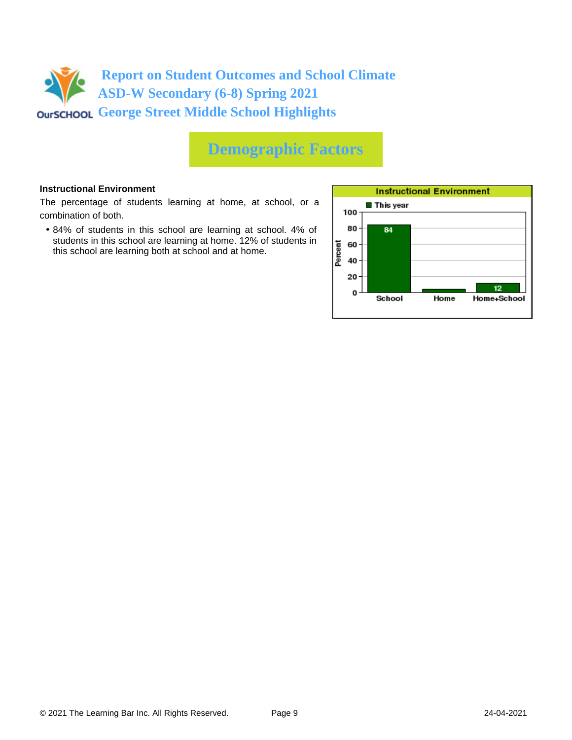# Report on Student Outcomes and School Climate
## ASD-W Secondary (6-8) Spring 2021
## George Street Middle School Highlights

## Demographic Factors

**Instructional Environment**

The percentage of students learning at home, at school, or a combination of both.

- 84% of students in this school are learning at school. 4% of students in this school are learning at home. 12% of students in this school are learning both at school and at home.

**Instructional Environment**

| | School | Home | Home+School |
|---|---|---|---|
| This year (Percent) | 84 | 4 | 12 |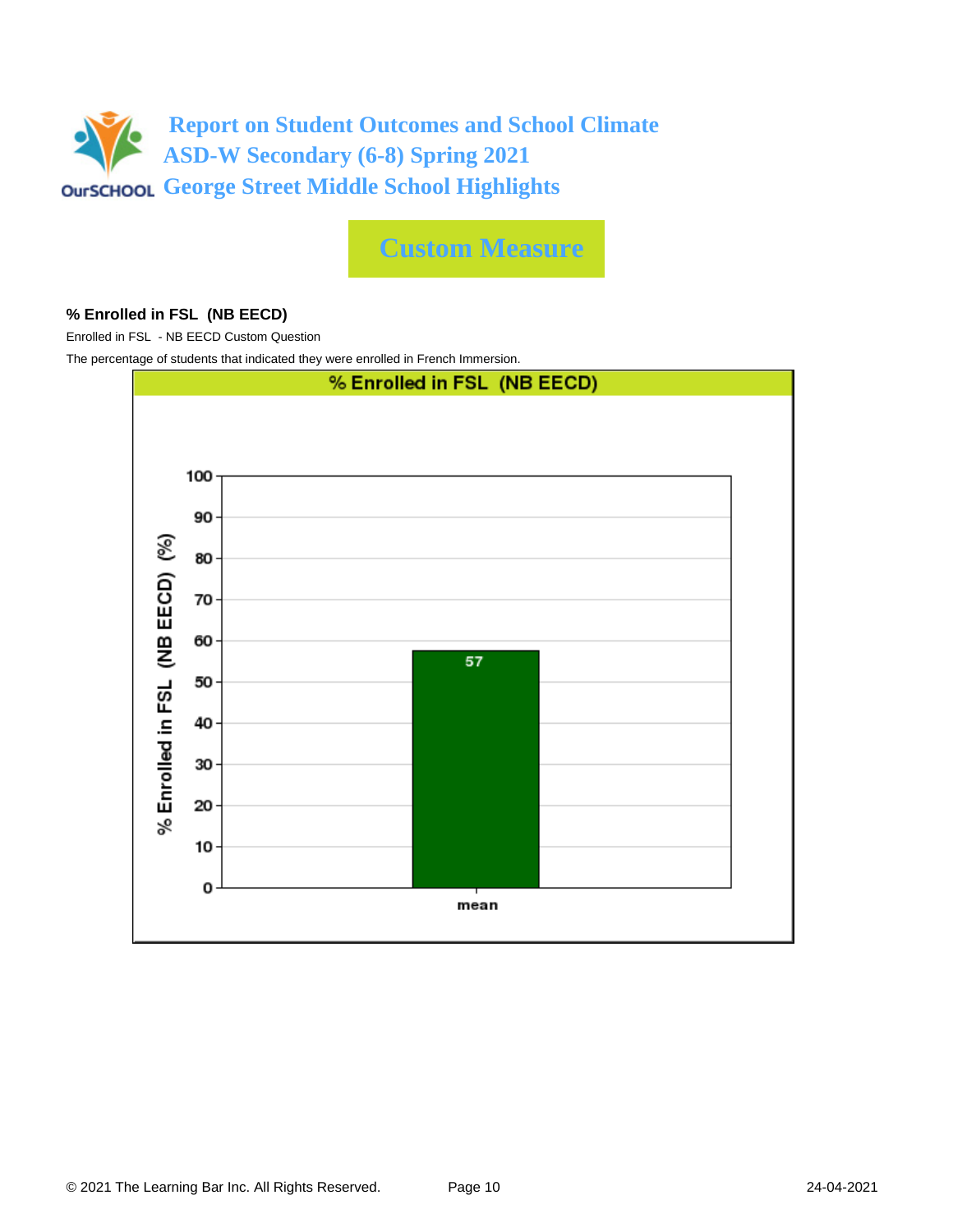# Report on Student Outcomes and School Climate
## ASD-W Secondary (6-8) Spring 2021
## George Street Middle School Highlights

## Custom Measure

### % Enrolled in FSL (NB EECD)

Enrolled in FSL - NB EECD Custom Question

The percentage of students that indicated they were enrolled in French Immersion.

**% Enrolled in FSL (NB EECD)**

| | % Enrolled in FSL (NB EECD) (%) |
|---|---|
| mean | 57 |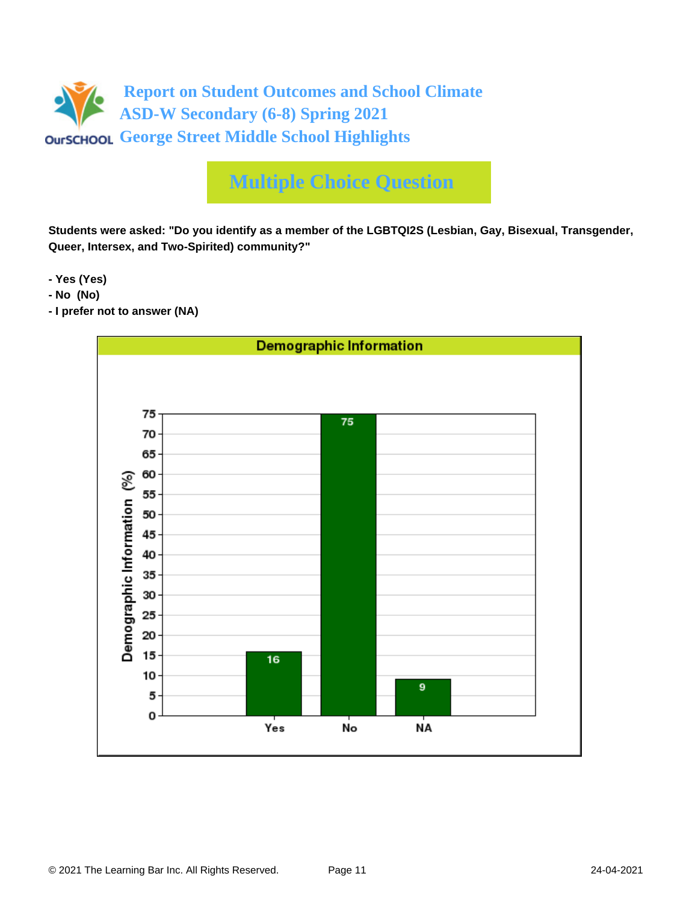# Report on Student Outcomes and School Climate
## ASD-W Secondary (6-8) Spring 2021
## George Street Middle School Highlights

## Multiple Choice Question

**Students were asked: "Do you identify as a member of the LGBTQI2S (Lesbian, Gay, Bisexual, Transgender, Queer, Intersex, and Two-Spirited) community?"**

- **Yes (Yes)**
- **No (No)**
- **I prefer not to answer (NA)**

**Demographic Information**

| Response | Demographic Information (%) |
|---|---|
| Yes | 16 |
| No | 75 |
| NA | 9 |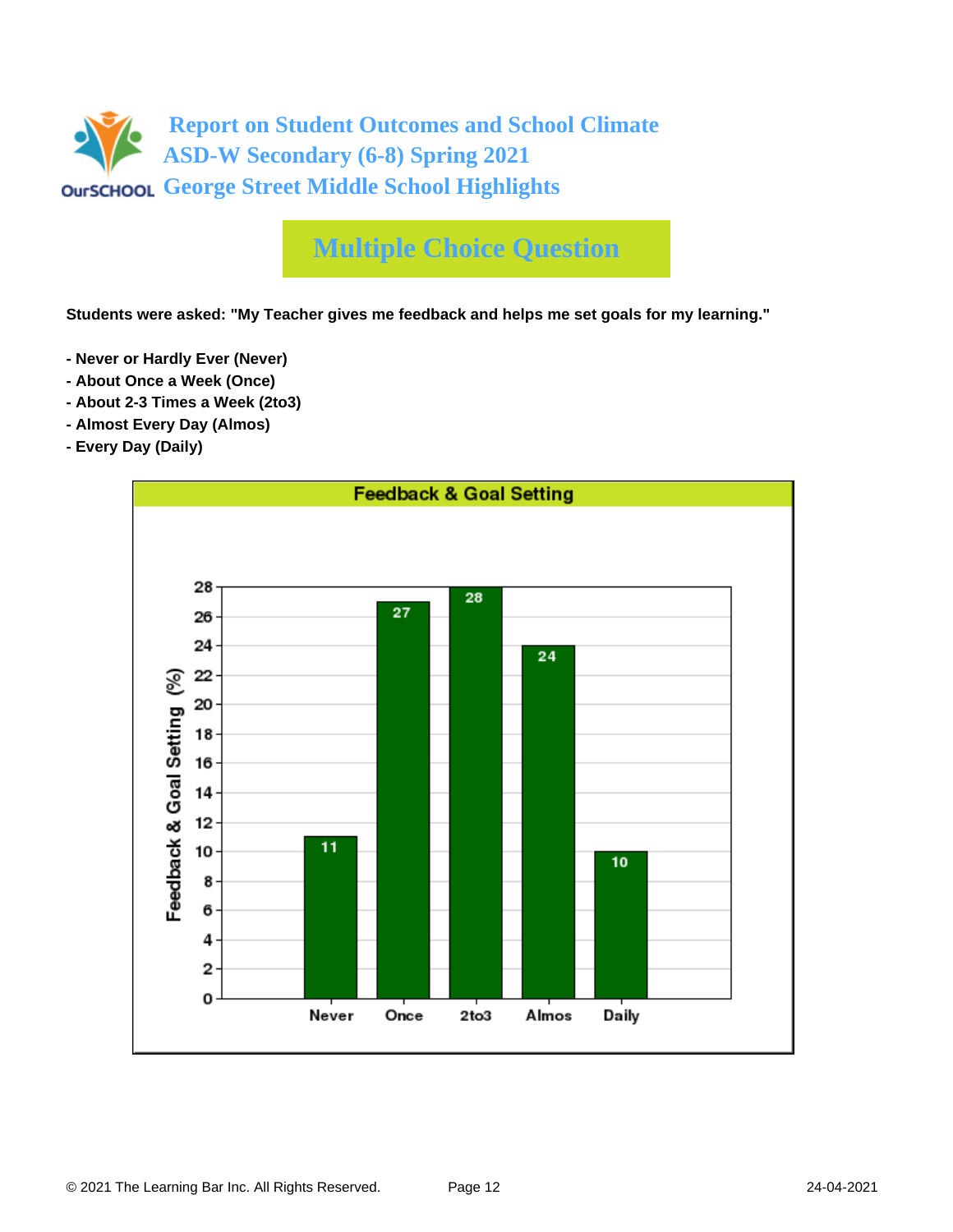# Report on Student Outcomes and School Climate
# ASD-W Secondary (6-8) Spring 2021
# George Street Middle School Highlights

## Multiple Choice Question

**Students were asked: "My Teacher gives me feedback and helps me set goals for my learning."**

**- Never or Hardly Ever (Never)**
**- About Once a Week (Once)**
**- About 2-3 Times a Week (2to3)**
**- Almost Every Day (Almos)**
**- Every Day (Daily)**

### Feedback & Goal Setting

| Response | Feedback & Goal Setting (%) |
| --- | --- |
| Never | 11 |
| Once | 27 |
| 2to3 | 28 |
| Almos | 24 |
| Daily | 10 |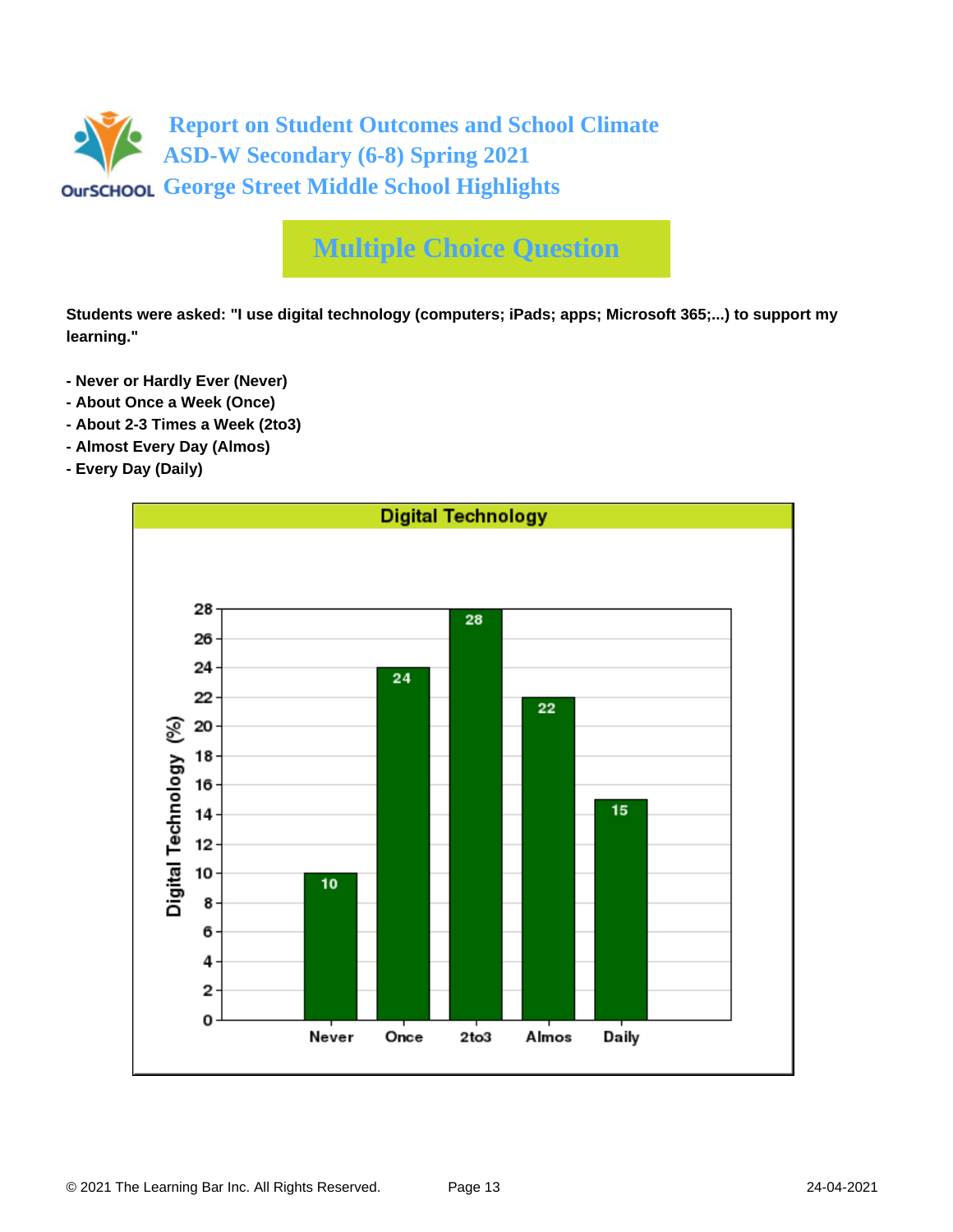# Report on Student Outcomes and School Climate
## ASD-W Secondary (6-8) Spring 2021
## George Street Middle School Highlights

## Multiple Choice Question

**Students were asked: "I use digital technology (computers; iPads; apps; Microsoft 365;...) to support my learning."**

- **Never or Hardly Ever (Never)**
- **About Once a Week (Once)**
- **About 2-3 Times a Week (2to3)**
- **Almost Every Day (Almos)**
- **Every Day (Daily)**

**Digital Technology**

| Response | Digital Technology (%) |
|---|---|
| Never | 10 |
| Once | 24 |
| 2to3 | 28 |
| Almos | 22 |
| Daily | 15 |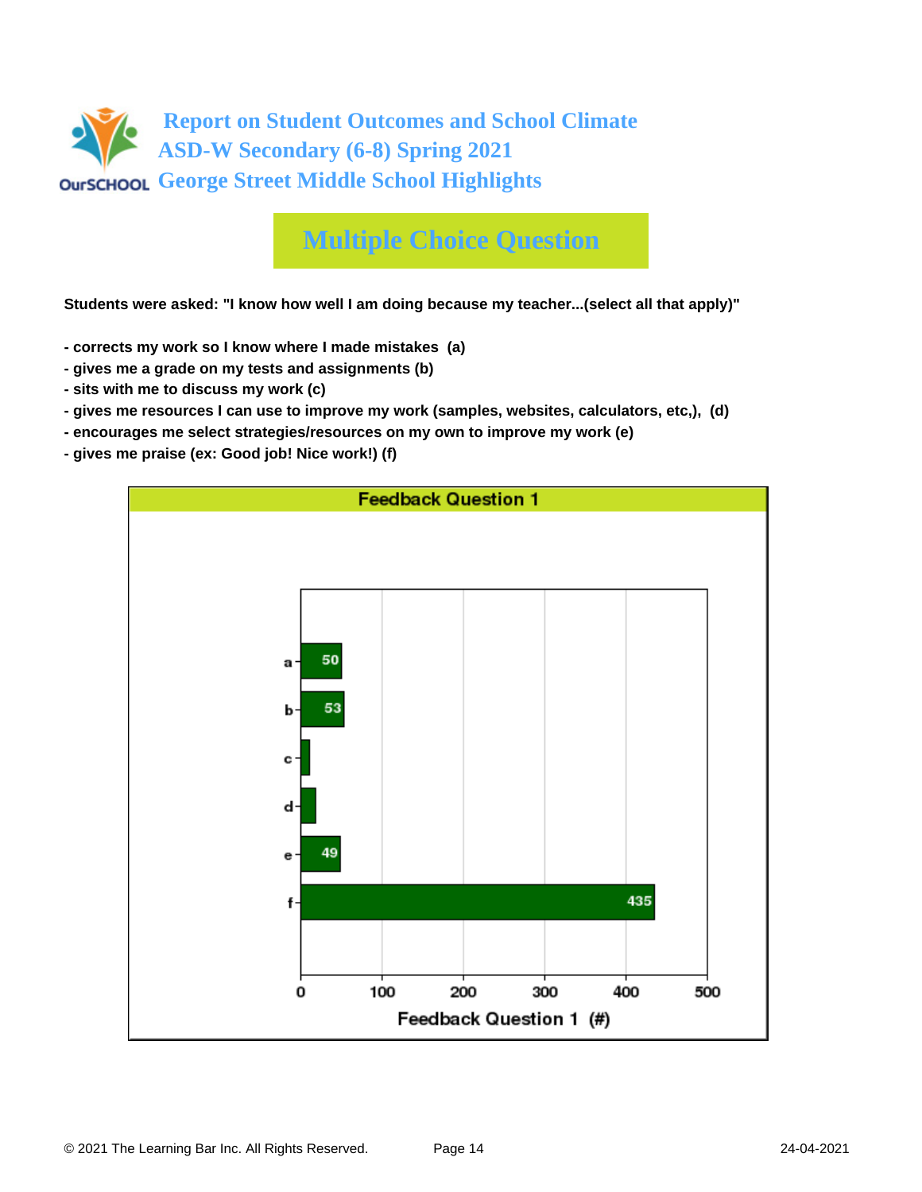# Report on Student Outcomes and School Climate
# ASD-W Secondary (6-8) Spring 2021
# George Street Middle School Highlights

## Multiple Choice Question

**Students were asked: "I know how well I am doing because my teacher...(select all that apply)"**

- **corrects my work so I know where I made mistakes (a)**
- **gives me a grade on my tests and assignments (b)**
- **sits with me to discuss my work (c)**
- **gives me resources I can use to improve my work (samples, websites, calculators, etc,), (d)**
- **encourages me select strategies/resources on my own to improve my work (e)**
- **gives me praise (ex: Good job! Nice work!) (f)**

**Feedback Question 1**

| Option | Feedback Question 1 (#) |
| --- | --- |
| a | 50 |
| b | 53 |
| c | |
| d | |
| e | 49 |
| f | 435 |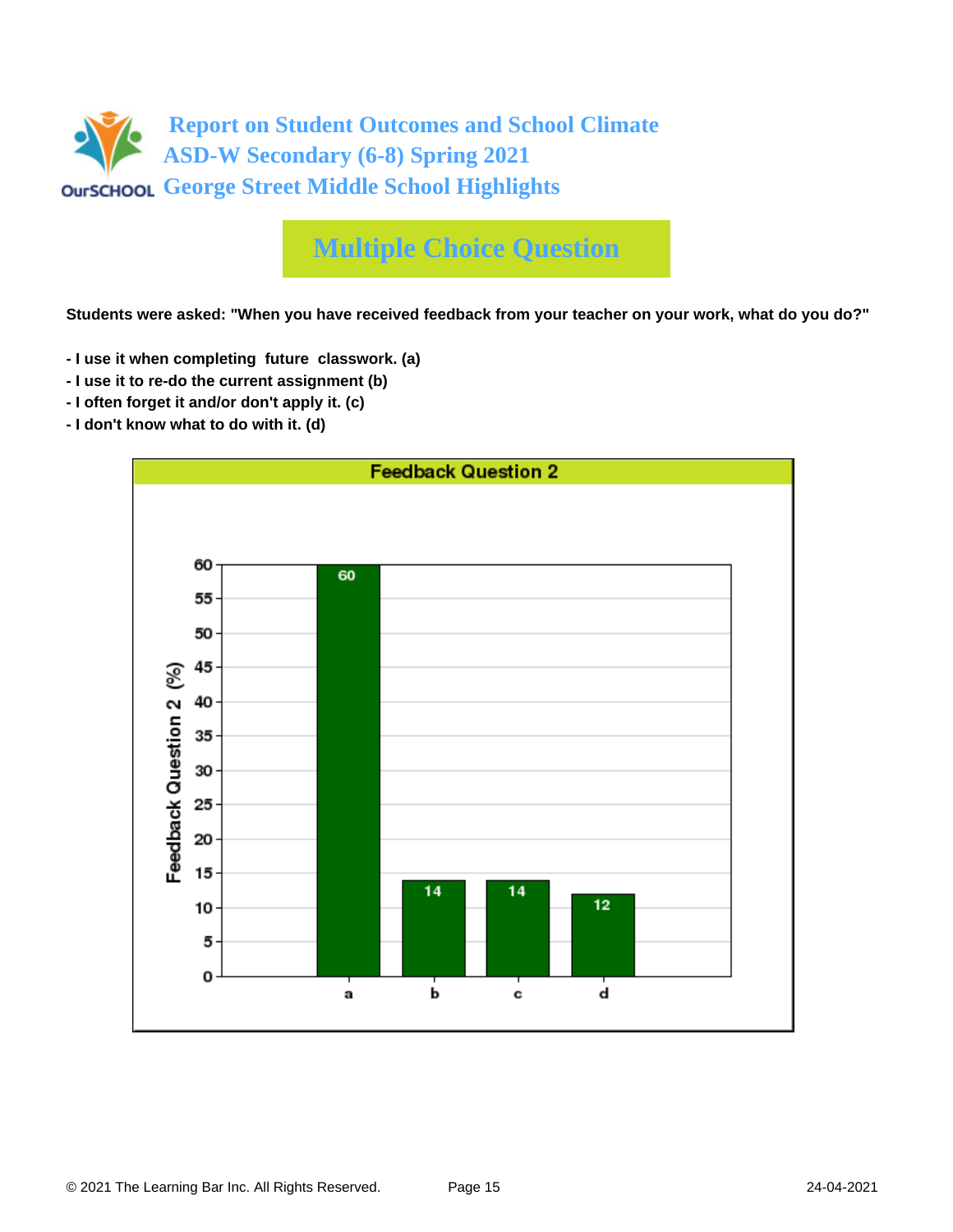# Report on Student Outcomes and School Climate
## ASD-W Secondary (6-8) Spring 2021
## George Street Middle School Highlights

## Multiple Choice Question

**Students were asked: "When you have received feedback from your teacher on your work, what do you do?"**

- **I use it when completing future classwork. (a)**
- **I use it to re-do the current assignment (b)**
- **I often forget it and/or don't apply it. (c)**
- **I don't know what to do with it. (d)**

Feedback Question 2

Feedback Question 2 (%)

60
55
50
45
40
35
30
25
20
15
10
5
0

60
14
14
12

a
b
c
d